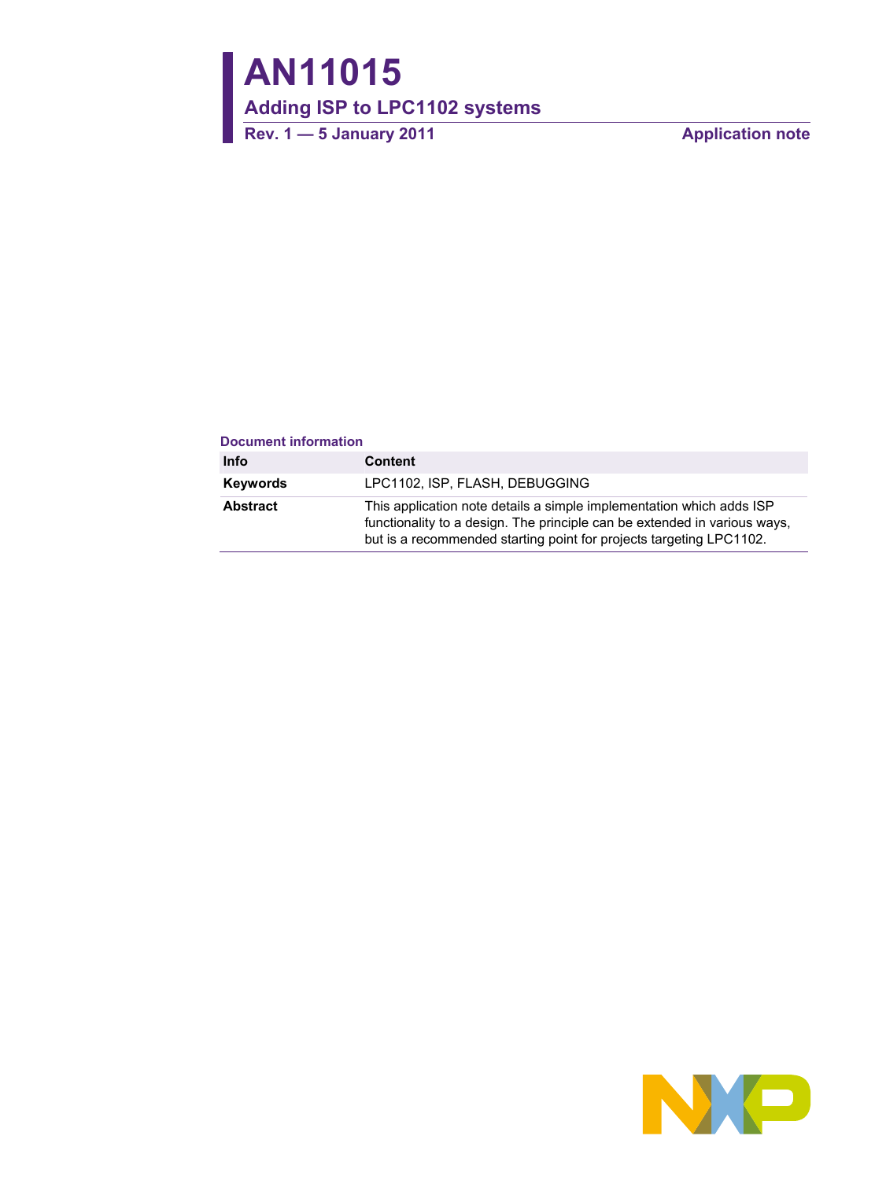# AN11015

## Adding ISP to LPC1102 systems

**Rev. 1 — 5 January 2011** **Application note**

### Document information

| Info | Content |
|---|---|
| **Keywords** | LPC1102, ISP, FLASH, DEBUGGING |
| **Abstract** | This application note details a simple implementation which adds ISP functionality to a design. The principle can be extended in various ways, but is a recommended starting point for projects targeting LPC1102. |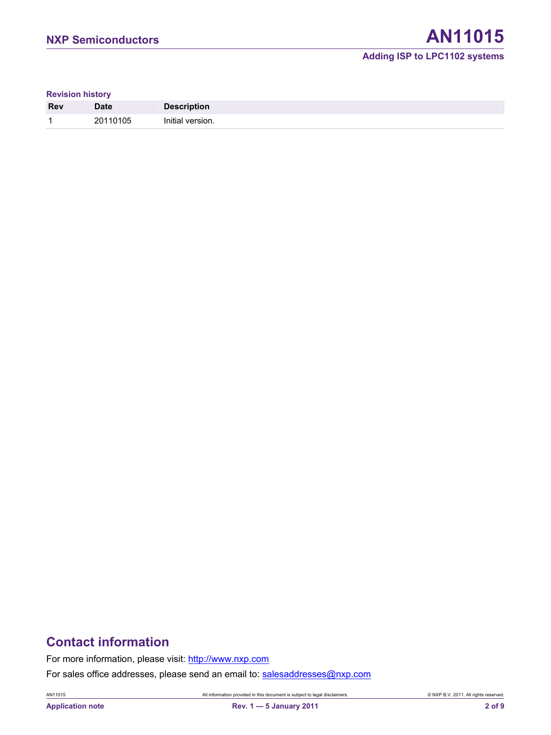**Revision history**

| Rev | Date | Description |
|---|---|---|
| 1 | 20110105 | Initial version. |

## Contact information

For more information, please visit: http://www.nxp.com

For sales office addresses, please send an email to: salesaddresses@nxp.com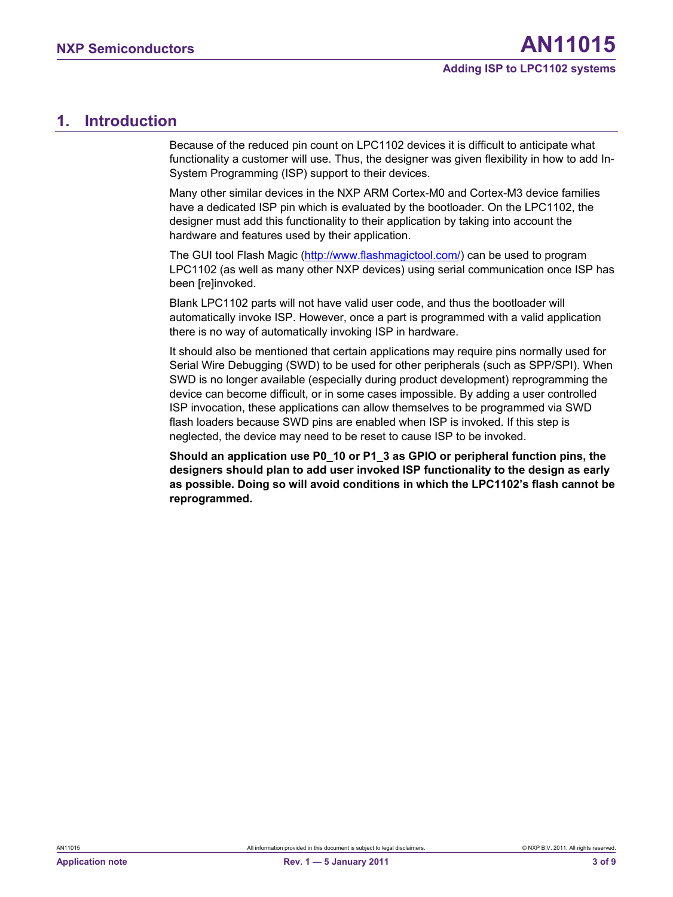# 1. Introduction

Because of the reduced pin count on LPC1102 devices it is difficult to anticipate what functionality a customer will use. Thus, the designer was given flexibility in how to add In-System Programming (ISP) support to their devices.

Many other similar devices in the NXP ARM Cortex-M0 and Cortex-M3 device families have a dedicated ISP pin which is evaluated by the bootloader. On the LPC1102, the designer must add this functionality to their application by taking into account the hardware and features used by their application.

The GUI tool Flash Magic (http://www.flashmagictool.com/) can be used to program LPC1102 (as well as many other NXP devices) using serial communication once ISP has been [re]invoked.

Blank LPC1102 parts will not have valid user code, and thus the bootloader will automatically invoke ISP. However, once a part is programmed with a valid application there is no way of automatically invoking ISP in hardware.

It should also be mentioned that certain applications may require pins normally used for Serial Wire Debugging (SWD) to be used for other peripherals (such as SPP/SPI). When SWD is no longer available (especially during product development) reprogramming the device can become difficult, or in some cases impossible. By adding a user controlled ISP invocation, these applications can allow themselves to be programmed via SWD flash loaders because SWD pins are enabled when ISP is invoked. If this step is neglected, the device may need to be reset to cause ISP to be invoked.

**Should an application use P0_10 or P1_3 as GPIO or peripheral function pins, the designers should plan to add user invoked ISP functionality to the design as early as possible. Doing so will avoid conditions in which the LPC1102's flash cannot be reprogrammed.**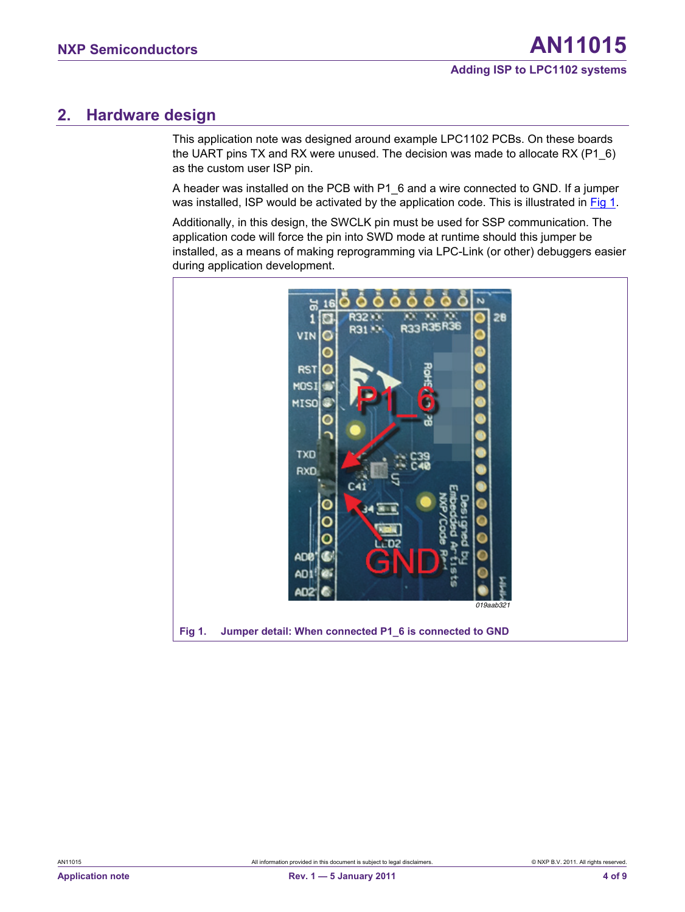## 2. Hardware design

This application note was designed around example LPC1102 PCBs. On these boards the UART pins TX and RX were unused. The decision was made to allocate RX (P1_6) as the custom user ISP pin.

A header was installed on the PCB with P1_6 and a wire connected to GND. If a jumper was installed, ISP would be activated by the application code. This is illustrated in Fig 1.

Additionally, in this design, the SWCLK pin must be used for SSP communication. The application code will force the pin into SWD mode at runtime should this jumper be installed, as a means of making reprogramming via LPC-Link (or other) debuggers easier during application development.

019aab321

**Fig 1. Jumper detail: When connected P1_6 is connected to GND**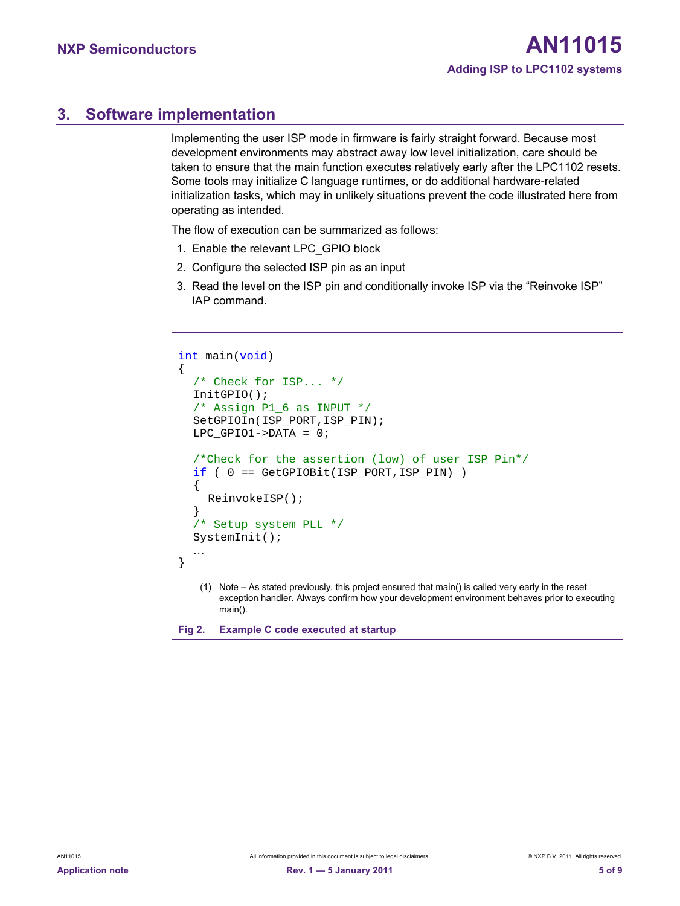## 3. Software implementation

Implementing the user ISP mode in firmware is fairly straight forward. Because most development environments may abstract away low level initialization, care should be taken to ensure that the main function executes relatively early after the LPC1102 resets. Some tools may initialize C language runtimes, or do additional hardware-related initialization tasks, which may in unlikely situations prevent the code illustrated here from operating as intended.

The flow of execution can be summarized as follows:

1. Enable the relevant LPC_GPIO block
2. Configure the selected ISP pin as an input
3. Read the level on the ISP pin and conditionally invoke ISP via the “Reinvoke ISP” IAP command.

```
int main(void)
{
  /* Check for ISP... */
  InitGPIO();
  /* Assign P1_6 as INPUT */
  SetGPIOIn(ISP_PORT,ISP_PIN);
  LPC_GPIO1->DATA = 0;

  /*Check for the assertion (low) of user ISP Pin*/
  if ( 0 == GetGPIOBit(ISP_PORT,ISP_PIN) )
  {
    ReinvokeISP();
  }
  /* Setup system PLL */
  SystemInit();
  …
}
```

(1) Note – As stated previously, this project ensured that main() is called very early in the reset exception handler. Always confirm how your development environment behaves prior to executing main().

**Fig 2. Example C code executed at startup**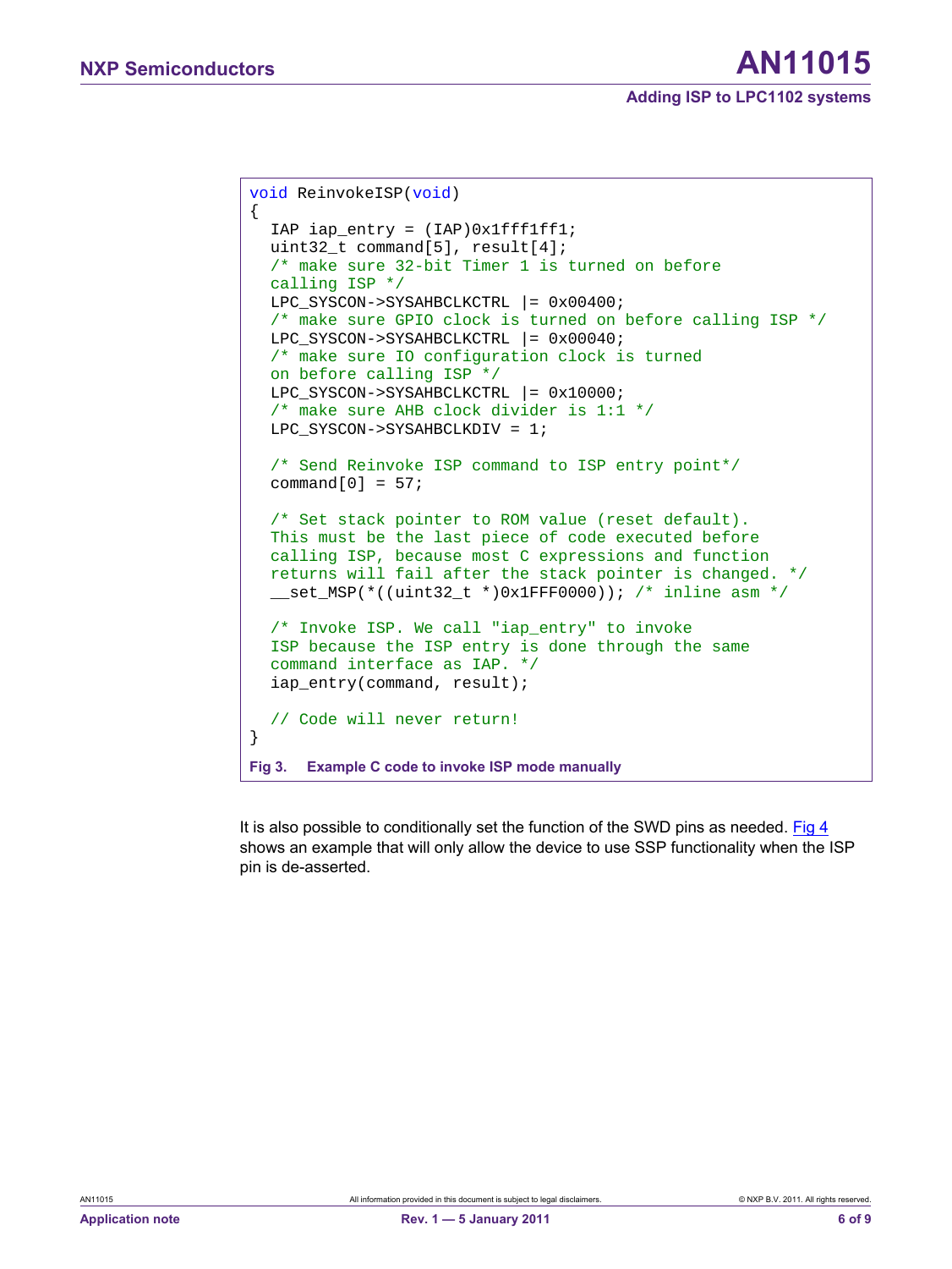```c
void ReinvokeISP(void)
{
  IAP iap_entry = (IAP)0x1fff1ff1;
  uint32_t command[5], result[4];
  /* make sure 32-bit Timer 1 is turned on before
  calling ISP */
  LPC_SYSCON->SYSAHBCLKCTRL |= 0x00400;
  /* make sure GPIO clock is turned on before calling ISP */
  LPC_SYSCON->SYSAHBCLKCTRL |= 0x00040;
  /* make sure IO configuration clock is turned
  on before calling ISP */
  LPC_SYSCON->SYSAHBCLKCTRL |= 0x10000;
  /* make sure AHB clock divider is 1:1 */
  LPC_SYSCON->SYSAHBCLKDIV = 1;

  /* Send Reinvoke ISP command to ISP entry point*/
  command[0] = 57;

  /* Set stack pointer to ROM value (reset default).
  This must be the last piece of code executed before
  calling ISP, because most C expressions and function
  returns will fail after the stack pointer is changed. */
  __set_MSP(*((uint32_t *)0x1FFF0000)); /* inline asm */

  /* Invoke ISP. We call "iap_entry" to invoke
  ISP because the ISP entry is done through the same
  command interface as IAP. */
  iap_entry(command, result);

  // Code will never return!
}
```

**Fig 3. Example C code to invoke ISP mode manually**

It is also possible to conditionally set the function of the SWD pins as needed. Fig 4 shows an example that will only allow the device to use SSP functionality when the ISP pin is de-asserted.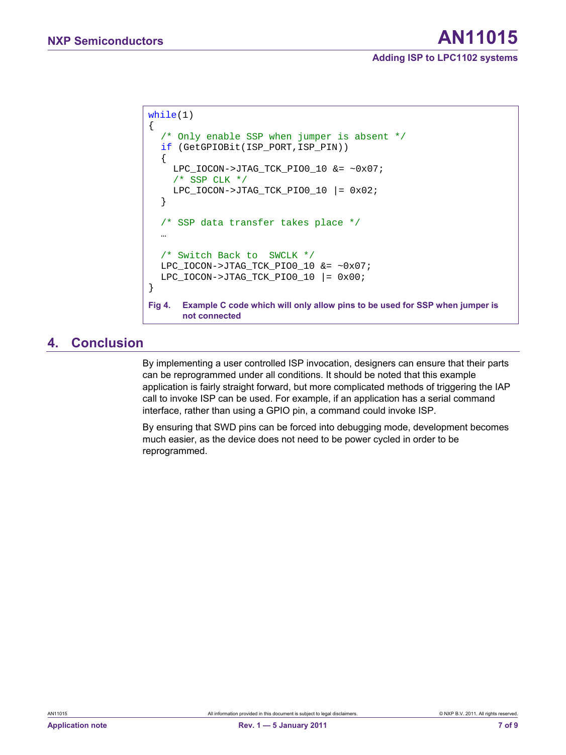```c
while(1)
{
  /* Only enable SSP when jumper is absent */
  if (GetGPIOBit(ISP_PORT,ISP_PIN))
  {
    LPC_IOCON->JTAG_TCK_PIO0_10 &= ~0x07;
    /* SSP CLK */
    LPC_IOCON->JTAG_TCK_PIO0_10 |= 0x02;
  }

  /* SSP data transfer takes place */
  …

  /* Switch Back to  SWCLK */
  LPC_IOCON->JTAG_TCK_PIO0_10 &= ~0x07;
  LPC_IOCON->JTAG_TCK_PIO0_10 |= 0x00;
}
```

**Fig 4. Example C code which will only allow pins to be used for SSP when jumper is not connected**

## 4. Conclusion

By implementing a user controlled ISP invocation, designers can ensure that their parts can be reprogrammed under all conditions. It should be noted that this example application is fairly straight forward, but more complicated methods of triggering the IAP call to invoke ISP can be used. For example, if an application has a serial command interface, rather than using a GPIO pin, a command could invoke ISP.

By ensuring that SWD pins can be forced into debugging mode, development becomes much easier, as the device does not need to be power cycled in order to be reprogrammed.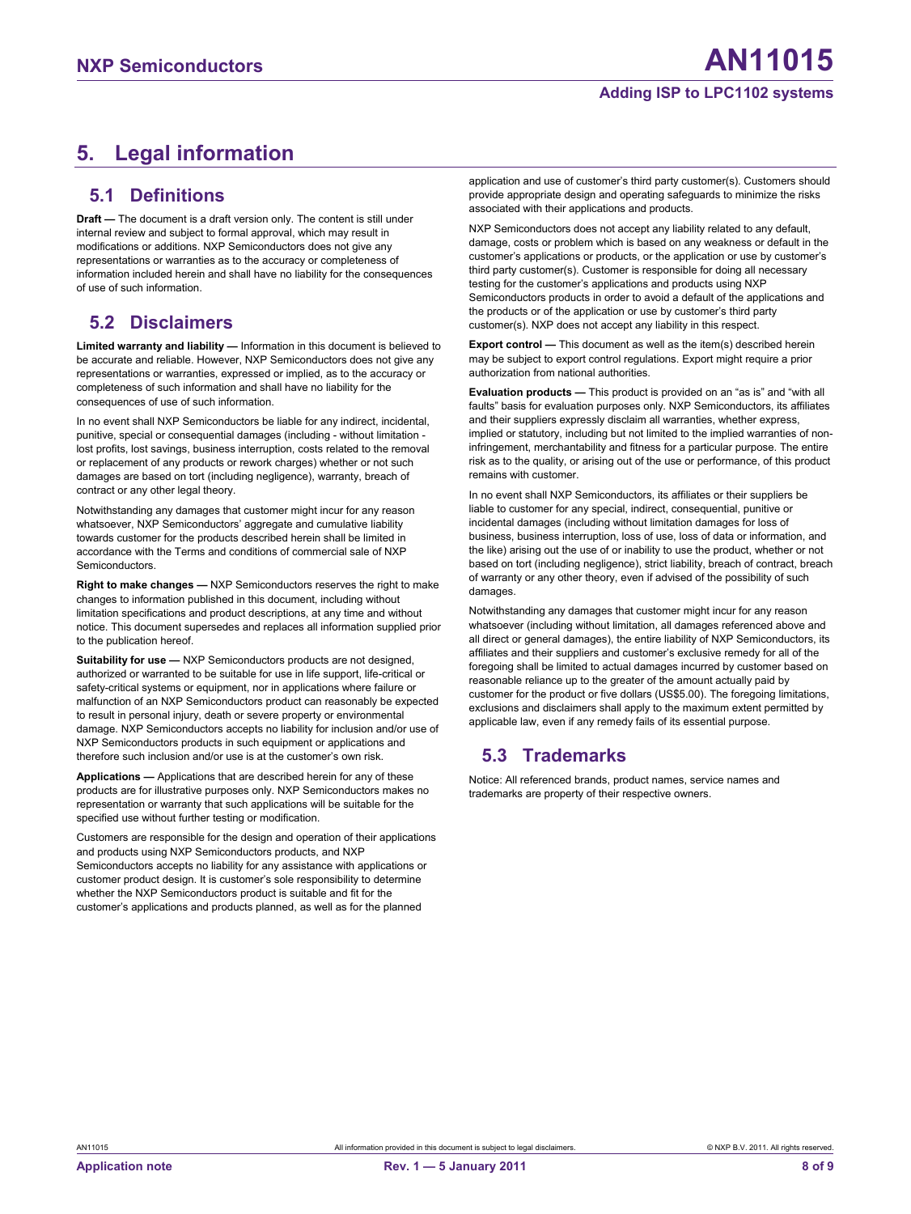# 5. Legal information

## 5.1 Definitions

**Draft —** The document is a draft version only. The content is still under internal review and subject to formal approval, which may result in modifications or additions. NXP Semiconductors does not give any representations or warranties as to the accuracy or completeness of information included herein and shall have no liability for the consequences of use of such information.

## 5.2 Disclaimers

**Limited warranty and liability —** Information in this document is believed to be accurate and reliable. However, NXP Semiconductors does not give any representations or warranties, expressed or implied, as to the accuracy or completeness of such information and shall have no liability for the consequences of use of such information.

In no event shall NXP Semiconductors be liable for any indirect, incidental, punitive, special or consequential damages (including - without limitation - lost profits, lost savings, business interruption, costs related to the removal or replacement of any products or rework charges) whether or not such damages are based on tort (including negligence), warranty, breach of contract or any other legal theory.

Notwithstanding any damages that customer might incur for any reason whatsoever, NXP Semiconductors' aggregate and cumulative liability towards customer for the products described herein shall be limited in accordance with the Terms and conditions of commercial sale of NXP Semiconductors.

**Right to make changes —** NXP Semiconductors reserves the right to make changes to information published in this document, including without limitation specifications and product descriptions, at any time and without notice. This document supersedes and replaces all information supplied prior to the publication hereof.

**Suitability for use —** NXP Semiconductors products are not designed, authorized or warranted to be suitable for use in life support, life-critical or safety-critical systems or equipment, nor in applications where failure or malfunction of an NXP Semiconductors product can reasonably be expected to result in personal injury, death or severe property or environmental damage. NXP Semiconductors accepts no liability for inclusion and/or use of NXP Semiconductors products in such equipment or applications and therefore such inclusion and/or use is at the customer's own risk.

**Applications —** Applications that are described herein for any of these products are for illustrative purposes only. NXP Semiconductors makes no representation or warranty that such applications will be suitable for the specified use without further testing or modification.

Customers are responsible for the design and operation of their applications and products using NXP Semiconductors products, and NXP Semiconductors accepts no liability for any assistance with applications or customer product design. It is customer's sole responsibility to determine whether the NXP Semiconductors product is suitable and fit for the customer's applications and products planned, as well as for the planned application and use of customer's third party customer(s). Customers should provide appropriate design and operating safeguards to minimize the risks associated with their applications and products.

NXP Semiconductors does not accept any liability related to any default, damage, costs or problem which is based on any weakness or default in the customer's applications or products, or the application or use by customer's third party customer(s). Customer is responsible for doing all necessary testing for the customer's applications and products using NXP Semiconductors products in order to avoid a default of the applications and the products or of the application or use by customer's third party customer(s). NXP does not accept any liability in this respect.

**Export control —** This document as well as the item(s) described herein may be subject to export control regulations. Export might require a prior authorization from national authorities.

**Evaluation products —** This product is provided on an "as is" and "with all faults" basis for evaluation purposes only. NXP Semiconductors, its affiliates and their suppliers expressly disclaim all warranties, whether express, implied or statutory, including but not limited to the implied warranties of non-infringement, merchantability and fitness for a particular purpose. The entire risk as to the quality, or arising out of the use or performance, of this product remains with customer.

In no event shall NXP Semiconductors, its affiliates or their suppliers be liable to customer for any special, indirect, consequential, punitive or incidental damages (including without limitation damages for loss of business, business interruption, loss of use, loss of data or information, and the like) arising out the use of or inability to use the product, whether or not based on tort (including negligence), strict liability, breach of contract, breach of warranty or any other theory, even if advised of the possibility of such damages.

Notwithstanding any damages that customer might incur for any reason whatsoever (including without limitation, all damages referenced above and all direct or general damages), the entire liability of NXP Semiconductors, its affiliates and their suppliers and customer's exclusive remedy for all of the foregoing shall be limited to actual damages incurred by customer based on reasonable reliance up to the greater of the amount actually paid by customer for the product or five dollars (US$5.00). The foregoing limitations, exclusions and disclaimers shall apply to the maximum extent permitted by applicable law, even if any remedy fails of its essential purpose.

## 5.3 Trademarks

Notice: All referenced brands, product names, service names and trademarks are property of their respective owners.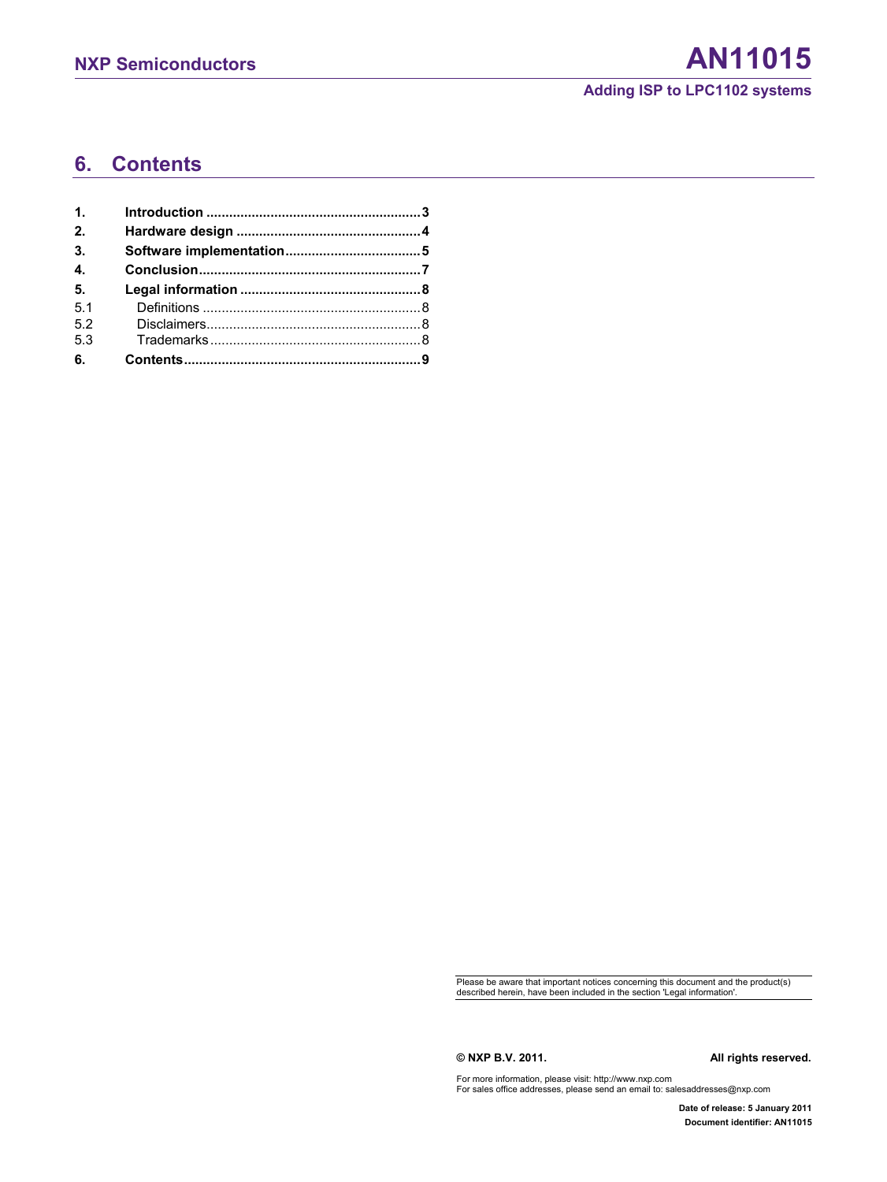## 6. Contents

| | | |
|---|---|---|
| **1.** | **Introduction** | **3** |
| **2.** | **Hardware design** | **4** |
| **3.** | **Software implementation** | **5** |
| **4.** | **Conclusion** | **7** |
| **5.** | **Legal information** | **8** |
| 5.1 | Definitions | 8 |
| 5.2 | Disclaimers | 8 |
| 5.3 | Trademarks | 8 |
| **6.** | **Contents** | **9** |

Please be aware that important notices concerning this document and the product(s) described herein, have been included in the section 'Legal information'.

**© NXP B.V. 2011. All rights reserved.**

For more information, please visit: http://www.nxp.com
For sales office addresses, please send an email to: salesaddresses@nxp.com

**Date of release: 5 January 2011**
**Document identifier: AN11015**